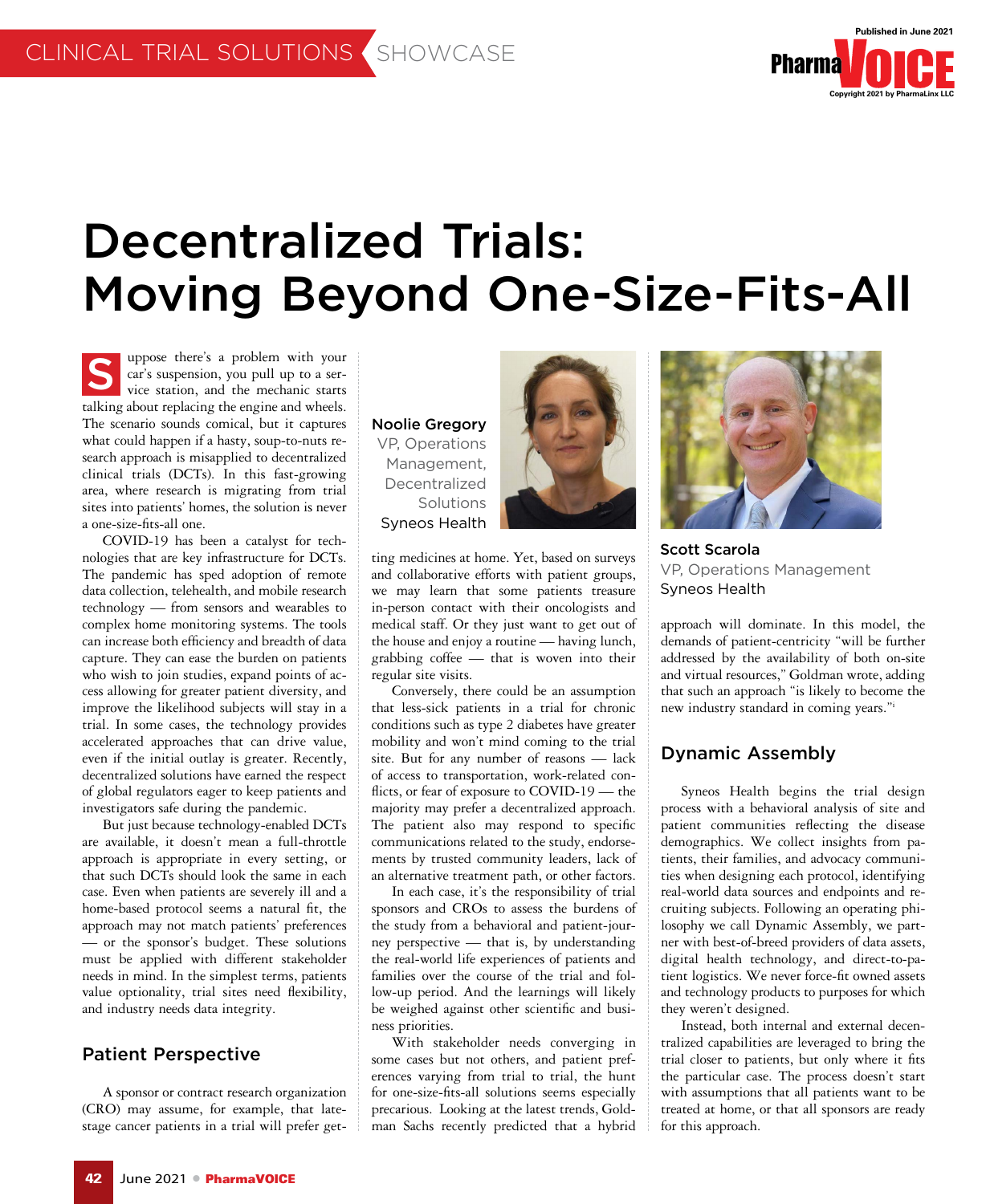# Decentralized Trials: Moving Beyond One-Size-Fits-All

Suppose there's a problem with your car's suspension, you pull up to a service station, and the mechanic starts talking about replacing the engine and wheels. The scenario sounds comical, but it captures what could happen if a hasty, soup-to-nuts research approach is misapplied to decentralized clinical trials (DCTs). In this fast-growing area, where research is migrating from trial sites into patients' homes, the solution is never a one-size-fits-all one.

COVID-19 has been a catalyst for technologies that are key infrastructure for DCTs. The pandemic has sped adoption of remote data collection, telehealth, and mobile research technology — from sensors and wearables to complex home monitoring systems. The tools can increase both efficiency and breadth of data capture. They can ease the burden on patients who wish to join studies, expand points of access allowing for greater patient diversity, and improve the likelihood subjects will stay in a trial. In some cases, the technology provides accelerated approaches that can drive value, even if the initial outlay is greater. Recently, decentralized solutions have earned the respect of global regulators eager to keep patients and investigators safe during the pandemic.

But just because technology-enabled DCTs are available, it doesn't mean a full-throttle approach is appropriate in every setting, or that such DCTs should look the same in each case. Even when patients are severely ill and a home-based protocol seems a natural fit, the approach may not match patients' preferences — or the sponsor's budget. These solutions must be applied with different stakeholder needs in mind. In the simplest terms, patients value optionality, trial sites need flexibility, and industry needs data integrity.

**Noolie Gregory**
VP, Operations Management, Decentralized Solutions
Syneos Health

**Scott Scarola**
VP, Operations Management
Syneos Health

## Patient Perspective

A sponsor or contract research organization (CRO) may assume, for example, that late-stage cancer patients in a trial will prefer getting medicines at home. Yet, based on surveys and collaborative efforts with patient groups, we may learn that some patients treasure in-person contact with their oncologists and medical staff. Or they just want to get out of the house and enjoy a routine — having lunch, grabbing coffee — that is woven into their regular site visits.

Conversely, there could be an assumption that less-sick patients in a trial for chronic conditions such as type 2 diabetes have greater mobility and won't mind coming to the trial site. But for any number of reasons — lack of access to transportation, work-related conflicts, or fear of exposure to COVID-19 — the majority may prefer a decentralized approach. The patient also may respond to specific communications related to the study, endorsements by trusted community leaders, lack of an alternative treatment path, or other factors.

In each case, it's the responsibility of trial sponsors and CROs to assess the burdens of the study from a behavioral and patient-journey perspective — that is, by understanding the real-world life experiences of patients and families over the course of the trial and follow-up period. And the learnings will likely be weighed against other scientific and business priorities.

With stakeholder needs converging in some cases but not others, and patient preferences varying from trial to trial, the hunt for one-size-fits-all solutions seems especially precarious. Looking at the latest trends, Goldman Sachs recently predicted that a hybrid approach will dominate. In this model, the demands of patient-centricity "will be further addressed by the availability of both on-site and virtual resources," Goldman wrote, adding that such an approach "is likely to become the new industry standard in coming years."[i]

## Dynamic Assembly

Syneos Health begins the trial design process with a behavioral analysis of site and patient communities reflecting the disease demographics. We collect insights from patients, their families, and advocacy communities when designing each protocol, identifying real-world data sources and endpoints and recruiting subjects. Following an operating philosophy we call Dynamic Assembly, we partner with best-of-breed providers of data assets, digital health technology, and direct-to-patient logistics. We never force-fit owned assets and technology products to purposes for which they weren't designed.

Instead, both internal and external decentralized capabilities are leveraged to bring the trial closer to patients, but only where it fits the particular case. The process doesn't start with assumptions that all patients want to be treated at home, or that all sponsors are ready for this approach.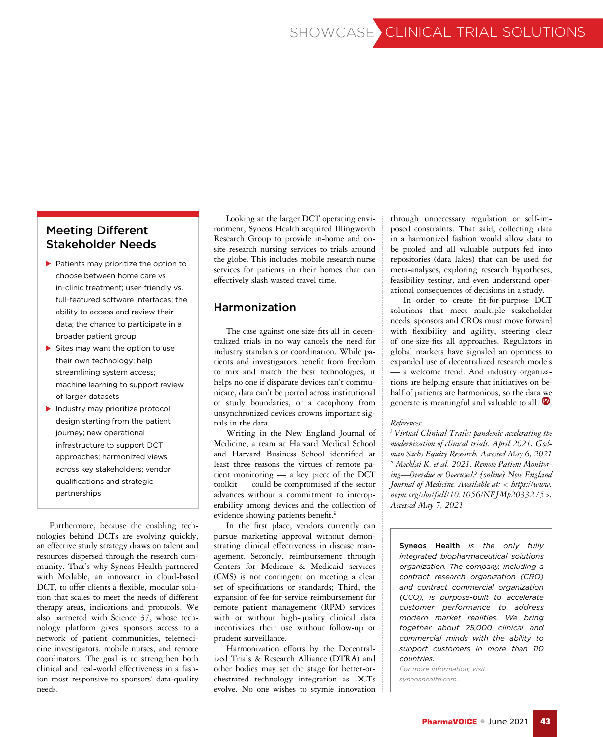## Meeting Different Stakeholder Needs

- Patients may prioritize the option to choose between home care vs in-clinic treatment; user-friendly vs. full-featured software interfaces; the ability to access and review their data; the chance to participate in a broader patient group
- Sites may want the option to use their own technology; help streamlining system access; machine learning to support review of larger datasets
- Industry may prioritize protocol design starting from the patient journey; new operational infrastructure to support DCT approaches; harmonized views across key stakeholders; vendor qualifications and strategic partnerships

Furthermore, because the enabling technologies behind DCTs are evolving quickly, an effective study strategy draws on talent and resources dispersed through the research community. That's why Syneos Health partnered with Medable, an innovator in cloud-based DCT, to offer clients a flexible, modular solution that scales to meet the needs of different therapy areas, indications and protocols. We also partnered with Science 37, whose technology platform gives sponsors access to a network of patient communities, telemedicine investigators, mobile nurses, and remote coordinators. The goal is to strengthen both clinical and real-world effectiveness in a fashion most responsive to sponsors' data-quality needs.

Looking at the larger DCT operating environment, Syneos Health acquired Illingworth Research Group to provide in-home and onsite research nursing services to trials around the globe. This includes mobile research nurse services for patients in their homes that can effectively slash wasted travel time.

## Harmonization

The case against one-size-fits-all in decentralized trials in no way cancels the need for industry standards or coordination. While patients and investigators benefit from freedom to mix and match the best technologies, it helps no one if disparate devices can't communicate, data can't be ported across institutional or study boundaries, or a cacophony from unsynchronized devices drowns important signals in the data.

Writing in the New England Journal of Medicine, a team at Harvard Medical School and Harvard Business School identified at least three reasons the virtues of remote patient monitoring — a key piece of the DCT toolkit — could be compromised if the sector advances without a commitment to interoperability among devices and the collection of evidence showing patients benefit.[ii]

In the first place, vendors currently can pursue marketing approval without demonstrating clinical effectiveness in disease management. Secondly, reimbursement through Centers for Medicare & Medicaid services (CMS) is not contingent on meeting a clear set of specifications or standards; Third, the expansion of fee-for-service reimbursement for remote patient management (RPM) services with or without high-quality clinical data incentivizes their use without follow-up or prudent surveillance.

Harmonization efforts by the Decentralized Trials & Research Alliance (DTRA) and other bodies may set the stage for better-orchestrated technology integration as DCTs evolve. No one wishes to stymie innovation through unnecessary regulation or self-imposed constraints. That said, collecting data in a harmonized fashion would allow data to be pooled and all valuable outputs fed into repositories (data lakes) that can be used for meta-analyses, exploring research hypotheses, feasibility testing, and even understand operational consequences of decisions in a study.

In order to create fit-for-purpose DCT solutions that meet multiple stakeholder needs, sponsors and CROs must move forward with flexibility and agility, steering clear of one-size-fits all approaches. Regulators in global markets have signaled an openness to expanded use of decentralized research models — a welcome trend. And industry organizations are helping ensure that initiatives on behalf of patients are harmonious, so the data we generate is meaningful and valuable to all.

*References:*

*[i] Virtual Clinical Trails: pandemic accelerating the modernization of clinical trials. April 2021. Godman Sachs Equity Research. Accessed May 6, 2021*

*[ii] Mecklai K, et al. 2021. Remote Patient Monitoring—Overdue or Overused? {online} New England Journal of Medicine. Available at: < https://www.nejm.org/doi/full/10.1056/NEJMp2033275>. Accessed May 7, 2021*

**Syneos Health** *is the only fully integrated biopharmaceutical solutions organization. The company, including a contract research organization (CRO) and contract commercial organization (CCO), is purpose-built to accelerate customer performance to address modern market realities. We bring together about 25,000 clinical and commercial minds with the ability to support customers in more than 110 countries.*

*For more information, visit syneoshealth.com.*